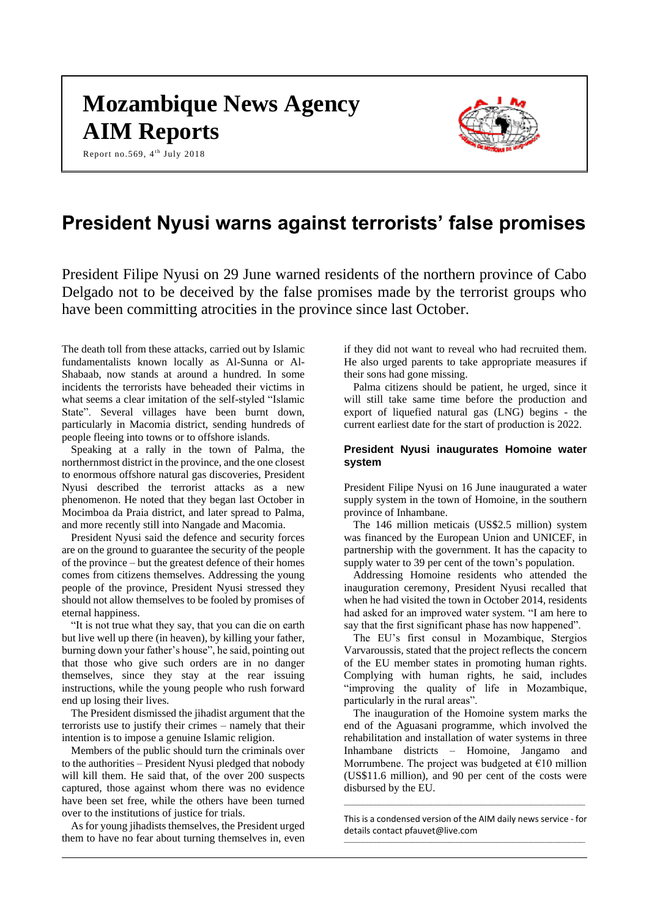# Mozambique News Agency
# AIM Reports

Report no.569, 4th July 2018

## President Nyusi warns against terrorists' false promises

President Filipe Nyusi on 29 June warned residents of the northern province of Cabo Delgado not to be deceived by the false promises made by the terrorist groups who have been committing atrocities in the province since last October.

The death toll from these attacks, carried out by Islamic fundamentalists known locally as Al-Sunna or Al-Shabaab, now stands at around a hundred. In some incidents the terrorists have beheaded their victims in what seems a clear imitation of the self-styled "Islamic State". Several villages have been burnt down, particularly in Macomia district, sending hundreds of people fleeing into towns or to offshore islands.

Speaking at a rally in the town of Palma, the northernmost district in the province, and the one closest to enormous offshore natural gas discoveries, President Nyusi described the terrorist attacks as a new phenomenon. He noted that they began last October in Mocimboa da Praia district, and later spread to Palma, and more recently still into Nangade and Macomia.

President Nyusi said the defence and security forces are on the ground to guarantee the security of the people of the province – but the greatest defence of their homes comes from citizens themselves. Addressing the young people of the province, President Nyusi stressed they should not allow themselves to be fooled by promises of eternal happiness.

"It is not true what they say, that you can die on earth but live well up there (in heaven), by killing your father, burning down your father's house", he said, pointing out that those who give such orders are in no danger themselves, since they stay at the rear issuing instructions, while the young people who rush forward end up losing their lives.

The President dismissed the jihadist argument that the terrorists use to justify their crimes – namely that their intention is to impose a genuine Islamic religion.

Members of the public should turn the criminals over to the authorities – President Nyusi pledged that nobody will kill them. He said that, of the over 200 suspects captured, those against whom there was no evidence have been set free, while the others have been turned over to the institutions of justice for trials.

As for young jihadists themselves, the President urged them to have no fear about turning themselves in, even if they did not want to reveal who had recruited them. He also urged parents to take appropriate measures if their sons had gone missing.

Palma citizens should be patient, he urged, since it will still take same time before the production and export of liquefied natural gas (LNG) begins - the current earliest date for the start of production is 2022.

### President Nyusi inaugurates Homoine water system

President Filipe Nyusi on 16 June inaugurated a water supply system in the town of Homoine, in the southern province of Inhambane.

The 146 million meticais (US$2.5 million) system was financed by the European Union and UNICEF, in partnership with the government. It has the capacity to supply water to 39 per cent of the town's population.

Addressing Homoine residents who attended the inauguration ceremony, President Nyusi recalled that when he had visited the town in October 2014, residents had asked for an improved water system. "I am here to say that the first significant phase has now happened".

The EU's first consul in Mozambique, Stergios Varvaroussis, stated that the project reflects the concern of the EU member states in promoting human rights. Complying with human rights, he said, includes "improving the quality of life in Mozambique, particularly in the rural areas".

The inauguration of the Homoine system marks the end of the Aguasani programme, which involved the rehabilitation and installation of water systems in three Inhambane districts – Homoine, Jangamo and Morrumbene. The project was budgeted at €10 million (US$11.6 million), and 90 per cent of the costs were disbursed by the EU.

---

This is a condensed version of the AIM daily news service - for details contact pfauvet@live.com

---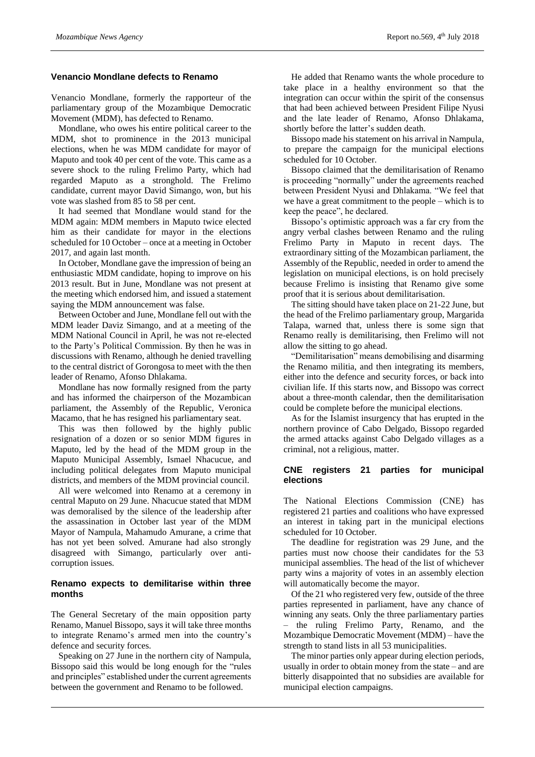## Venancio Mondlane defects to Renamo

Venancio Mondlane, formerly the rapporteur of the parliamentary group of the Mozambique Democratic Movement (MDM), has defected to Renamo.

Mondlane, who owes his entire political career to the MDM, shot to prominence in the 2013 municipal elections, when he was MDM candidate for mayor of Maputo and took 40 per cent of the vote. This came as a severe shock to the ruling Frelimo Party, which had regarded Maputo as a stronghold. The Frelimo candidate, current mayor David Simango, won, but his vote was slashed from 85 to 58 per cent.

It had seemed that Mondlane would stand for the MDM again: MDM members in Maputo twice elected him as their candidate for mayor in the elections scheduled for 10 October – once at a meeting in October 2017, and again last month.

In October, Mondlane gave the impression of being an enthusiastic MDM candidate, hoping to improve on his 2013 result. But in June, Mondlane was not present at the meeting which endorsed him, and issued a statement saying the MDM announcement was false.

Between October and June, Mondlane fell out with the MDM leader Daviz Simango, and at a meeting of the MDM National Council in April, he was not re-elected to the Party's Political Commission. By then he was in discussions with Renamo, although he denied travelling to the central district of Gorongosa to meet with the then leader of Renamo, Afonso Dhlakama.

Mondlane has now formally resigned from the party and has informed the chairperson of the Mozambican parliament, the Assembly of the Republic, Veronica Macamo, that he has resigned his parliamentary seat.

This was then followed by the highly public resignation of a dozen or so senior MDM figures in Maputo, led by the head of the MDM group in the Maputo Municipal Assembly, Ismael Nhacucue, and including political delegates from Maputo municipal districts, and members of the MDM provincial council.

All were welcomed into Renamo at a ceremony in central Maputo on 29 June. Nhacucue stated that MDM was demoralised by the silence of the leadership after the assassination in October last year of the MDM Mayor of Nampula, Mahamudo Amurane, a crime that has not yet been solved. Amurane had also strongly disagreed with Simango, particularly over anti-corruption issues.

## Renamo expects to demilitarise within three months

The General Secretary of the main opposition party Renamo, Manuel Bissopo, says it will take three months to integrate Renamo's armed men into the country's defence and security forces.

Speaking on 27 June in the northern city of Nampula, Bissopo said this would be long enough for the "rules and principles" established under the current agreements between the government and Renamo to be followed.

He added that Renamo wants the whole procedure to take place in a healthy environment so that the integration can occur within the spirit of the consensus that had been achieved between President Filipe Nyusi and the late leader of Renamo, Afonso Dhlakama, shortly before the latter's sudden death.

Bissopo made his statement on his arrival in Nampula, to prepare the campaign for the municipal elections scheduled for 10 October.

Bissopo claimed that the demilitarisation of Renamo is proceeding "normally" under the agreements reached between President Nyusi and Dhlakama. "We feel that we have a great commitment to the people – which is to keep the peace", he declared.

Bissopo's optimistic approach was a far cry from the angry verbal clashes between Renamo and the ruling Frelimo Party in Maputo in recent days. The extraordinary sitting of the Mozambican parliament, the Assembly of the Republic, needed in order to amend the legislation on municipal elections, is on hold precisely because Frelimo is insisting that Renamo give some proof that it is serious about demilitarisation.

The sitting should have taken place on 21-22 June, but the head of the Frelimo parliamentary group, Margarida Talapa, warned that, unless there is some sign that Renamo really is demilitarising, then Frelimo will not allow the sitting to go ahead.

"Demilitarisation" means demobilising and disarming the Renamo militia, and then integrating its members, either into the defence and security forces, or back into civilian life. If this starts now, and Bissopo was correct about a three-month calendar, then the demilitarisation could be complete before the municipal elections.

As for the Islamist insurgency that has erupted in the northern province of Cabo Delgado, Bissopo regarded the armed attacks against Cabo Delgado villages as a criminal, not a religious, matter.

## CNE registers 21 parties for municipal elections

The National Elections Commission (CNE) has registered 21 parties and coalitions who have expressed an interest in taking part in the municipal elections scheduled for 10 October.

The deadline for registration was 29 June, and the parties must now choose their candidates for the 53 municipal assemblies. The head of the list of whichever party wins a majority of votes in an assembly election will automatically become the mayor.

Of the 21 who registered very few, outside of the three parties represented in parliament, have any chance of winning any seats. Only the three parliamentary parties – the ruling Frelimo Party, Renamo, and the Mozambique Democratic Movement (MDM) – have the strength to stand lists in all 53 municipalities.

The minor parties only appear during election periods, usually in order to obtain money from the state – and are bitterly disappointed that no subsidies are available for municipal election campaigns.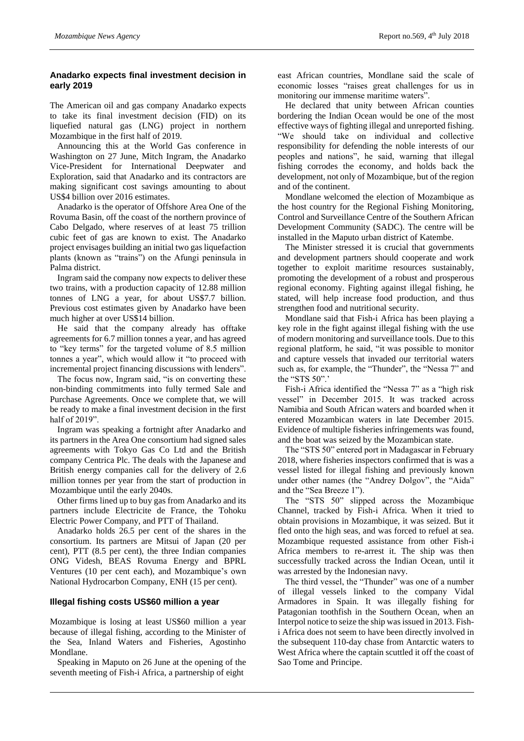## Anadarko expects final investment decision in early 2019

The American oil and gas company Anadarko expects to take its final investment decision (FID) on its liquefied natural gas (LNG) project in northern Mozambique in the first half of 2019.

Announcing this at the World Gas conference in Washington on 27 June, Mitch Ingram, the Anadarko Vice-President for International Deepwater and Exploration, said that Anadarko and its contractors are making significant cost savings amounting to about US$4 billion over 2016 estimates.

Anadarko is the operator of Offshore Area One of the Rovuma Basin, off the coast of the northern province of Cabo Delgado, where reserves of at least 75 trillion cubic feet of gas are known to exist. The Anadarko project envisages building an initial two gas liquefaction plants (known as "trains") on the Afungi peninsula in Palma district.

Ingram said the company now expects to deliver these two trains, with a production capacity of 12.88 million tonnes of LNG a year, for about US$7.7 billion. Previous cost estimates given by Anadarko have been much higher at over US$14 billion.

He said that the company already has offtake agreements for 6.7 million tonnes a year, and has agreed to "key terms" for the targeted volume of 8.5 million tonnes a year", which would allow it "to proceed with incremental project financing discussions with lenders".

The focus now, Ingram said, "is on converting these non-binding commitments into fully termed Sale and Purchase Agreements. Once we complete that, we will be ready to make a final investment decision in the first half of 2019".

Ingram was speaking a fortnight after Anadarko and its partners in the Area One consortium had signed sales agreements with Tokyo Gas Co Ltd and the British company Centrica Plc. The deals with the Japanese and British energy companies call for the delivery of 2.6 million tonnes per year from the start of production in Mozambique until the early 2040s.

Other firms lined up to buy gas from Anadarko and its partners include Electricite de France, the Tohoku Electric Power Company, and PTT of Thailand.

Anadarko holds 26.5 per cent of the shares in the consortium. Its partners are Mitsui of Japan (20 per cent), PTT (8.5 per cent), the three Indian companies ONG Videsh, BEAS Rovuma Energy and BPRL Ventures (10 per cent each), and Mozambique's own National Hydrocarbon Company, ENH (15 per cent).

## Illegal fishing costs US$60 million a year

Mozambique is losing at least US$60 million a year because of illegal fishing, according to the Minister of the Sea, Inland Waters and Fisheries, Agostinho Mondlane.

Speaking in Maputo on 26 June at the opening of the seventh meeting of Fish-i Africa, a partnership of eight east African countries, Mondlane said the scale of economic losses "raises great challenges for us in monitoring our immense maritime waters".

He declared that unity between African counties bordering the Indian Ocean would be one of the most effective ways of fighting illegal and unreported fishing. "We should take on individual and collective responsibility for defending the noble interests of our peoples and nations", he said, warning that illegal fishing corrodes the economy, and holds back the development, not only of Mozambique, but of the region and of the continent.

Mondlane welcomed the election of Mozambique as the host country for the Regional Fishing Monitoring, Control and Surveillance Centre of the Southern African Development Community (SADC). The centre will be installed in the Maputo urban district of Katembe.

The Minister stressed it is crucial that governments and development partners should cooperate and work together to exploit maritime resources sustainably, promoting the development of a robust and prosperous regional economy. Fighting against illegal fishing, he stated, will help increase food production, and thus strengthen food and nutritional security.

Mondlane said that Fish-i Africa has been playing a key role in the fight against illegal fishing with the use of modern monitoring and surveillance tools. Due to this regional platform, he said, "it was possible to monitor and capture vessels that invaded our territorial waters such as, for example, the "Thunder", the "Nessa 7" and the "STS 50".'

Fish-i Africa identified the "Nessa 7" as a "high risk vessel" in December 2015. It was tracked across Namibia and South African waters and boarded when it entered Mozambican waters in late December 2015. Evidence of multiple fisheries infringements was found, and the boat was seized by the Mozambican state.

The "STS 50" entered port in Madagascar in February 2018, where fisheries inspectors confirmed that is was a vessel listed for illegal fishing and previously known under other names (the "Andrey Dolgov", the "Aida" and the "Sea Breeze 1").

The "STS 50" slipped across the Mozambique Channel, tracked by Fish-i Africa. When it tried to obtain provisions in Mozambique, it was seized. But it fled onto the high seas, and was forced to refuel at sea. Mozambique requested assistance from other Fish-i Africa members to re-arrest it. The ship was then successfully tracked across the Indian Ocean, until it was arrested by the Indonesian navy.

The third vessel, the "Thunder" was one of a number of illegal vessels linked to the company Vidal Armadores in Spain. It was illegally fishing for Patagonian toothfish in the Southern Ocean, when an Interpol notice to seize the ship was issued in 2013. Fish-i Africa does not seem to have been directly involved in the subsequent 110-day chase from Antarctic waters to West Africa where the captain scuttled it off the coast of Sao Tome and Principe.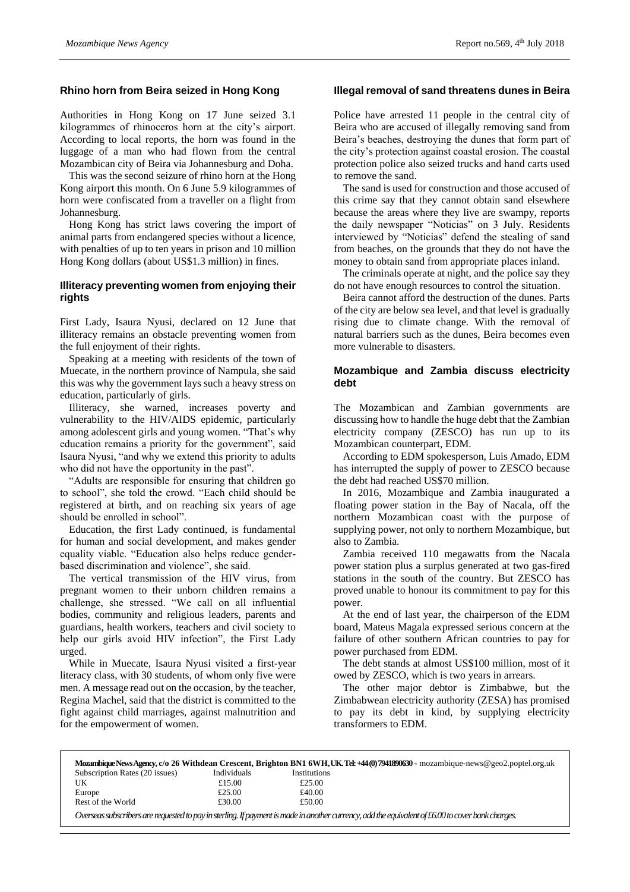## Rhino horn from Beira seized in Hong Kong

Authorities in Hong Kong on 17 June seized 3.1 kilogrammes of rhinoceros horn at the city's airport. According to local reports, the horn was found in the luggage of a man who had flown from the central Mozambican city of Beira via Johannesburg and Doha.

This was the second seizure of rhino horn at the Hong Kong airport this month. On 6 June 5.9 kilogrammes of horn were confiscated from a traveller on a flight from Johannesburg.

Hong Kong has strict laws covering the import of animal parts from endangered species without a licence, with penalties of up to ten years in prison and 10 million Hong Kong dollars (about US$1.3 million) in fines.

## Illiteracy preventing women from enjoying their rights

First Lady, Isaura Nyusi, declared on 12 June that illiteracy remains an obstacle preventing women from the full enjoyment of their rights.

Speaking at a meeting with residents of the town of Muecate, in the northern province of Nampula, she said this was why the government lays such a heavy stress on education, particularly of girls.

Illiteracy, she warned, increases poverty and vulnerability to the HIV/AIDS epidemic, particularly among adolescent girls and young women. "That's why education remains a priority for the government", said Isaura Nyusi, "and why we extend this priority to adults who did not have the opportunity in the past".

"Adults are responsible for ensuring that children go to school", she told the crowd. "Each child should be registered at birth, and on reaching six years of age should be enrolled in school".

Education, the first Lady continued, is fundamental for human and social development, and makes gender equality viable. "Education also helps reduce gender-based discrimination and violence", she said.

The vertical transmission of the HIV virus, from pregnant women to their unborn children remains a challenge, she stressed. "We call on all influential bodies, community and religious leaders, parents and guardians, health workers, teachers and civil society to help our girls avoid HIV infection", the First Lady urged.

While in Muecate, Isaura Nyusi visited a first-year literacy class, with 30 students, of whom only five were men. A message read out on the occasion, by the teacher, Regina Machel, said that the district is committed to the fight against child marriages, against malnutrition and for the empowerment of women.

## Illegal removal of sand threatens dunes in Beira

Police have arrested 11 people in the central city of Beira who are accused of illegally removing sand from Beira's beaches, destroying the dunes that form part of the city's protection against coastal erosion. The coastal protection police also seized trucks and hand carts used to remove the sand.

The sand is used for construction and those accused of this crime say that they cannot obtain sand elsewhere because the areas where they live are swampy, reports the daily newspaper "Noticias" on 3 July. Residents interviewed by "Noticias" defend the stealing of sand from beaches, on the grounds that they do not have the money to obtain sand from appropriate places inland.

The criminals operate at night, and the police say they do not have enough resources to control the situation.

Beira cannot afford the destruction of the dunes. Parts of the city are below sea level, and that level is gradually rising due to climate change. With the removal of natural barriers such as the dunes, Beira becomes even more vulnerable to disasters.

## Mozambique and Zambia discuss electricity debt

The Mozambican and Zambian governments are discussing how to handle the huge debt that the Zambian electricity company (ZESCO) has run up to its Mozambican counterpart, EDM.

According to EDM spokesperson, Luis Amado, EDM has interrupted the supply of power to ZESCO because the debt had reached US$70 million.

In 2016, Mozambique and Zambia inaugurated a floating power station in the Bay of Nacala, off the northern Mozambican coast with the purpose of supplying power, not only to northern Mozambique, but also to Zambia.

Zambia received 110 megawatts from the Nacala power station plus a surplus generated at two gas-fired stations in the south of the country. But ZESCO has proved unable to honour its commitment to pay for this power.

At the end of last year, the chairperson of the EDM board, Mateus Magala expressed serious concern at the failure of other southern African countries to pay for power purchased from EDM.

The debt stands at almost US$100 million, most of it owed by ZESCO, which is two years in arrears.

The other major debtor is Zimbabwe, but the Zimbabwean electricity authority (ZESA) has promised to pay its debt in kind, by supplying electricity transformers to EDM.

**Mozambique News Agency, c/o 26 Withdean Crescent, Brighton BN1 6WH, UK. Tel: +44 (0) 7941890630 -** mozambique-news@geo2.poptel.org.uk

| Subscription Rates (20 issues) | Individuals | Institutions |
|---|---|---|
| UK | £15.00 | £25.00 |
| Europe | £25.00 | £40.00 |
| Rest of the World | £30.00 | £50.00 |

*Overseas subscribers are requested to pay in sterling. If payment is made in another currency, add the equivalent of £6.00 to cover bank charges.*